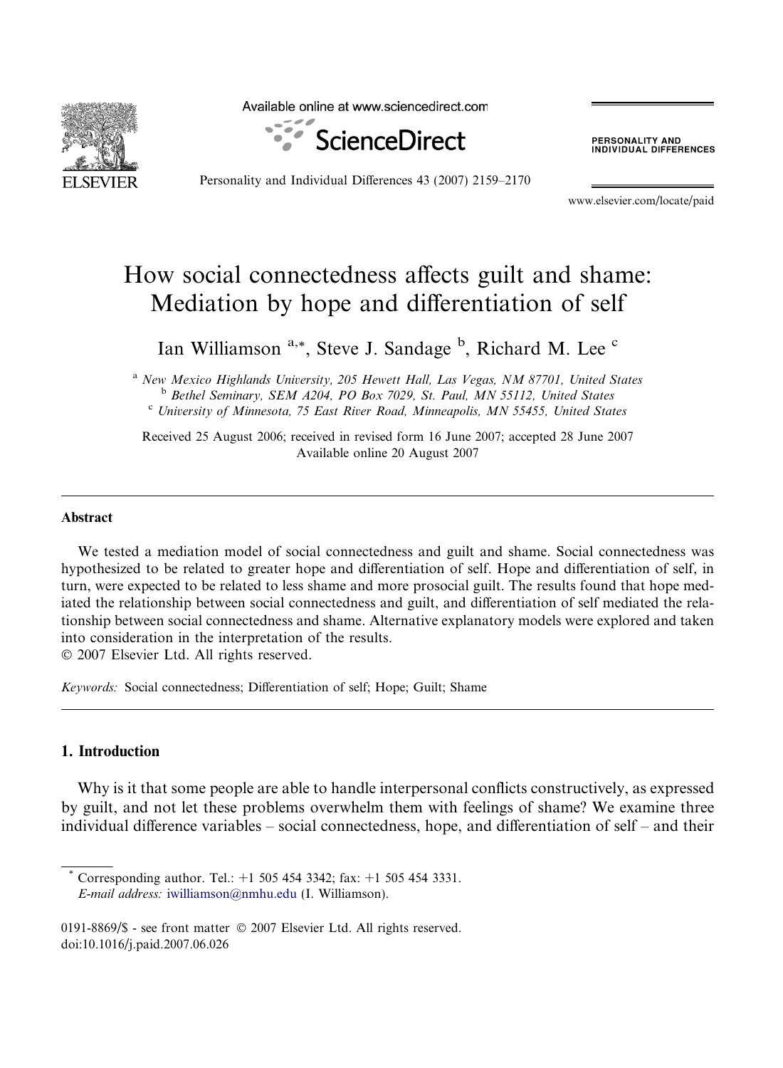# How social connectedness affects guilt and shame: Mediation by hope and differentiation of self

Ian Williamson [a,*], Steve J. Sandage [b], Richard M. Lee [c]

[a] New Mexico Highlands University, 205 Hewett Hall, Las Vegas, NM 87701, United States
[b] Bethel Seminary, SEM A204, PO Box 7029, St. Paul, MN 55112, United States
[c] University of Minnesota, 75 East River Road, Minneapolis, MN 55455, United States

Received 25 August 2006; received in revised form 16 June 2007; accepted 28 June 2007
Available online 20 August 2007

## Abstract

We tested a mediation model of social connectedness and guilt and shame. Social connectedness was hypothesized to be related to greater hope and differentiation of self. Hope and differentiation of self, in turn, were expected to be related to less shame and more prosocial guilt. The results found that hope mediated the relationship between social connectedness and guilt, and differentiation of self mediated the relationship between social connectedness and shame. Alternative explanatory models were explored and taken into consideration in the interpretation of the results.
© 2007 Elsevier Ltd. All rights reserved.

*Keywords:* Social connectedness; Differentiation of self; Hope; Guilt; Shame

## 1. Introduction

Why is it that some people are able to handle interpersonal conflicts constructively, as expressed by guilt, and not let these problems overwhelm them with feelings of shame? We examine three individual difference variables – social connectedness, hope, and differentiation of self – and their

* Corresponding author. Tel.: +1 505 454 3342; fax: +1 505 454 3331.
*E-mail address:* iwilliamson@nmhu.edu (I. Williamson).

0191-8869/$ - see front matter © 2007 Elsevier Ltd. All rights reserved.
doi:10.1016/j.paid.2007.06.026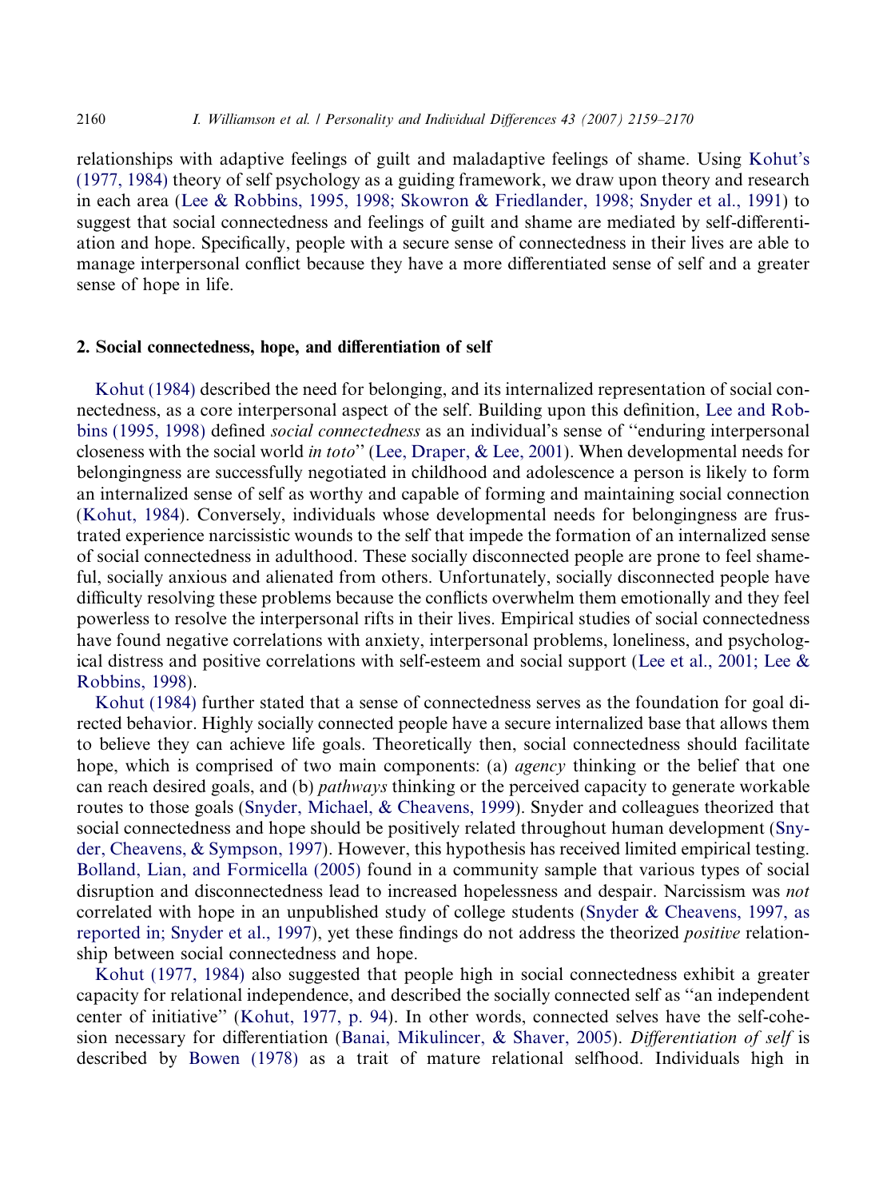relationships with adaptive feelings of guilt and maladaptive feelings of shame. Using Kohut's (1977, 1984) theory of self psychology as a guiding framework, we draw upon theory and research in each area (Lee & Robbins, 1995, 1998; Skowron & Friedlander, 1998; Snyder et al., 1991) to suggest that social connectedness and feelings of guilt and shame are mediated by self-differentiation and hope. Specifically, people with a secure sense of connectedness in their lives are able to manage interpersonal conflict because they have a more differentiated sense of self and a greater sense of hope in life.

## 2. Social connectedness, hope, and differentiation of self

Kohut (1984) described the need for belonging, and its internalized representation of social connectedness, as a core interpersonal aspect of the self. Building upon this definition, Lee and Robbins (1995, 1998) defined *social connectedness* as an individual's sense of ''enduring interpersonal closeness with the social world *in toto*'' (Lee, Draper, & Lee, 2001). When developmental needs for belongingness are successfully negotiated in childhood and adolescence a person is likely to form an internalized sense of self as worthy and capable of forming and maintaining social connection (Kohut, 1984). Conversely, individuals whose developmental needs for belongingness are frustrated experience narcissistic wounds to the self that impede the formation of an internalized sense of social connectedness in adulthood. These socially disconnected people are prone to feel shameful, socially anxious and alienated from others. Unfortunately, socially disconnected people have difficulty resolving these problems because the conflicts overwhelm them emotionally and they feel powerless to resolve the interpersonal rifts in their lives. Empirical studies of social connectedness have found negative correlations with anxiety, interpersonal problems, loneliness, and psychological distress and positive correlations with self-esteem and social support (Lee et al., 2001; Lee & Robbins, 1998).

Kohut (1984) further stated that a sense of connectedness serves as the foundation for goal directed behavior. Highly socially connected people have a secure internalized base that allows them to believe they can achieve life goals. Theoretically then, social connectedness should facilitate hope, which is comprised of two main components: (a) *agency* thinking or the belief that one can reach desired goals, and (b) *pathways* thinking or the perceived capacity to generate workable routes to those goals (Snyder, Michael, & Cheavens, 1999). Snyder and colleagues theorized that social connectedness and hope should be positively related throughout human development (Snyder, Cheavens, & Sympson, 1997). However, this hypothesis has received limited empirical testing. Bolland, Lian, and Formicella (2005) found in a community sample that various types of social disruption and disconnectedness lead to increased hopelessness and despair. Narcissism was *not* correlated with hope in an unpublished study of college students (Snyder & Cheavens, 1997, as reported in; Snyder et al., 1997), yet these findings do not address the theorized *positive* relationship between social connectedness and hope.

Kohut (1977, 1984) also suggested that people high in social connectedness exhibit a greater capacity for relational independence, and described the socially connected self as ''an independent center of initiative'' (Kohut, 1977, p. 94). In other words, connected selves have the self-cohesion necessary for differentiation (Banai, Mikulincer, & Shaver, 2005). *Differentiation of self* is described by Bowen (1978) as a trait of mature relational selfhood. Individuals high in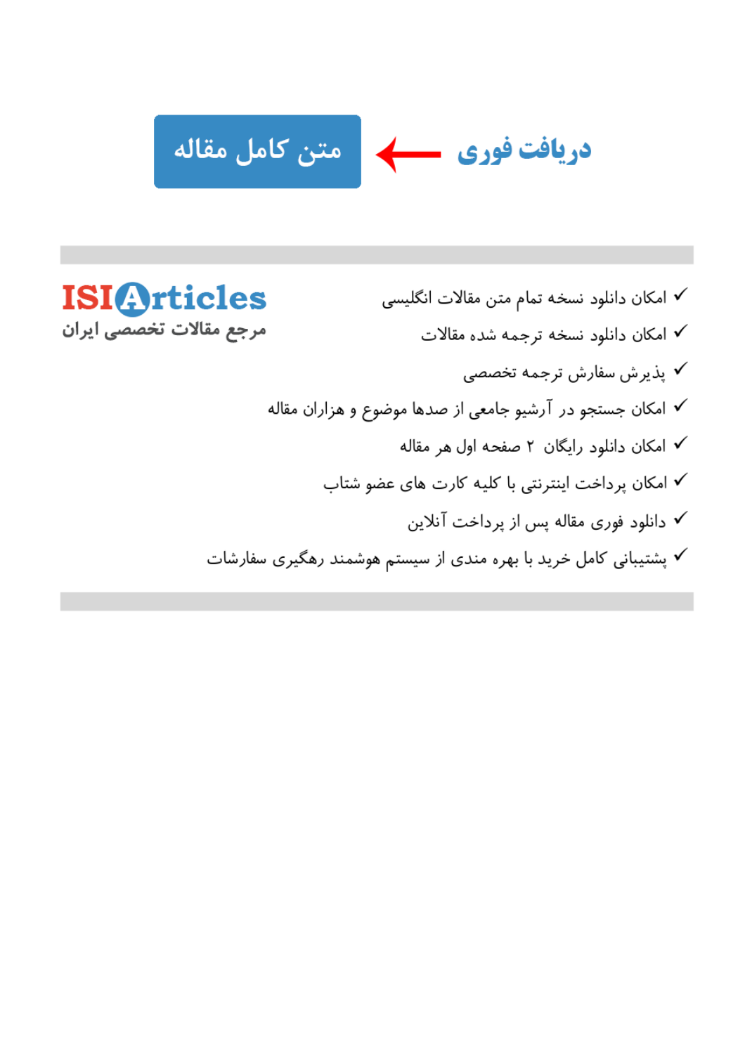دریافت فوری ← متن کامل مقاله

ISIArticles
مرجع مقالات تخصصی ایران

- ✓ امکان دانلود نسخه تمام متن مقالات انگلیسی
- ✓ امکان دانلود نسخه ترجمه شده مقالات
- ✓ پذیرش سفارش ترجمه تخصصی
- ✓ امکان جستجو در آرشیو جامعی از صدها موضوع و هزاران مقاله
- ✓ امکان دانلود رایگان ۲ صفحه اول هر مقاله
- ✓ امکان پرداخت اینترنتی با کلیه کارت های عضو شتاب
- ✓ دانلود فوری مقاله پس از پرداخت آنلاین
- ✓ پشتیبانی کامل خرید با بهره مندی از سیستم هوشمند رهگیری سفارشات